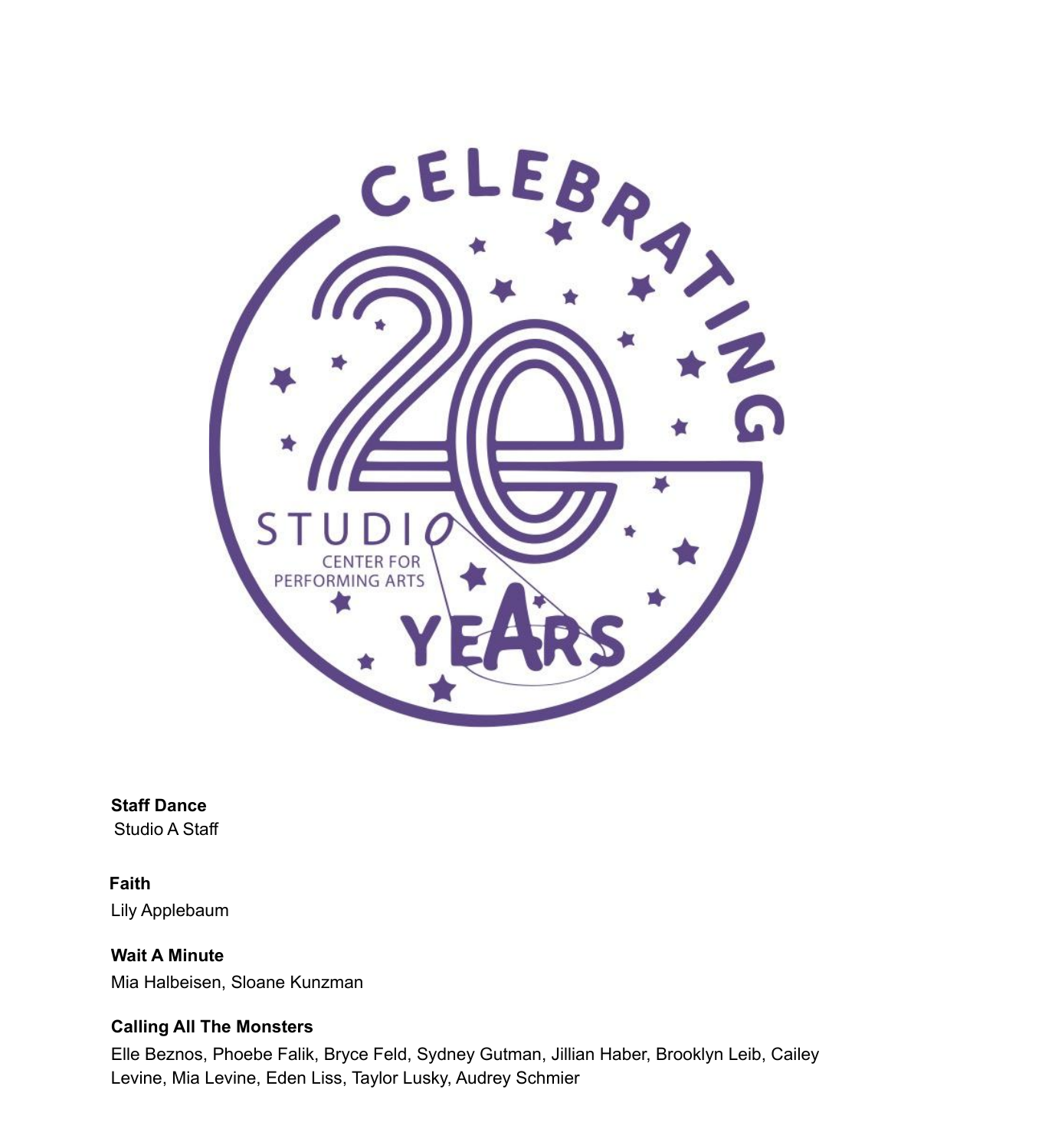CELEBRATING

20

STUDIO

CENTER FOR PERFORMING ARTS

YEARS

**Staff Dance**
Studio A Staff

**Faith**
Lily Applebaum

**Wait A Minute**
Mia Halbeisen, Sloane Kunzman

**Calling All The Monsters**
Elle Beznos, Phoebe Falik, Bryce Feld, Sydney Gutman, Jillian Haber, Brooklyn Leib, Cailey Levine, Mia Levine, Eden Liss, Taylor Lusky, Audrey Schmier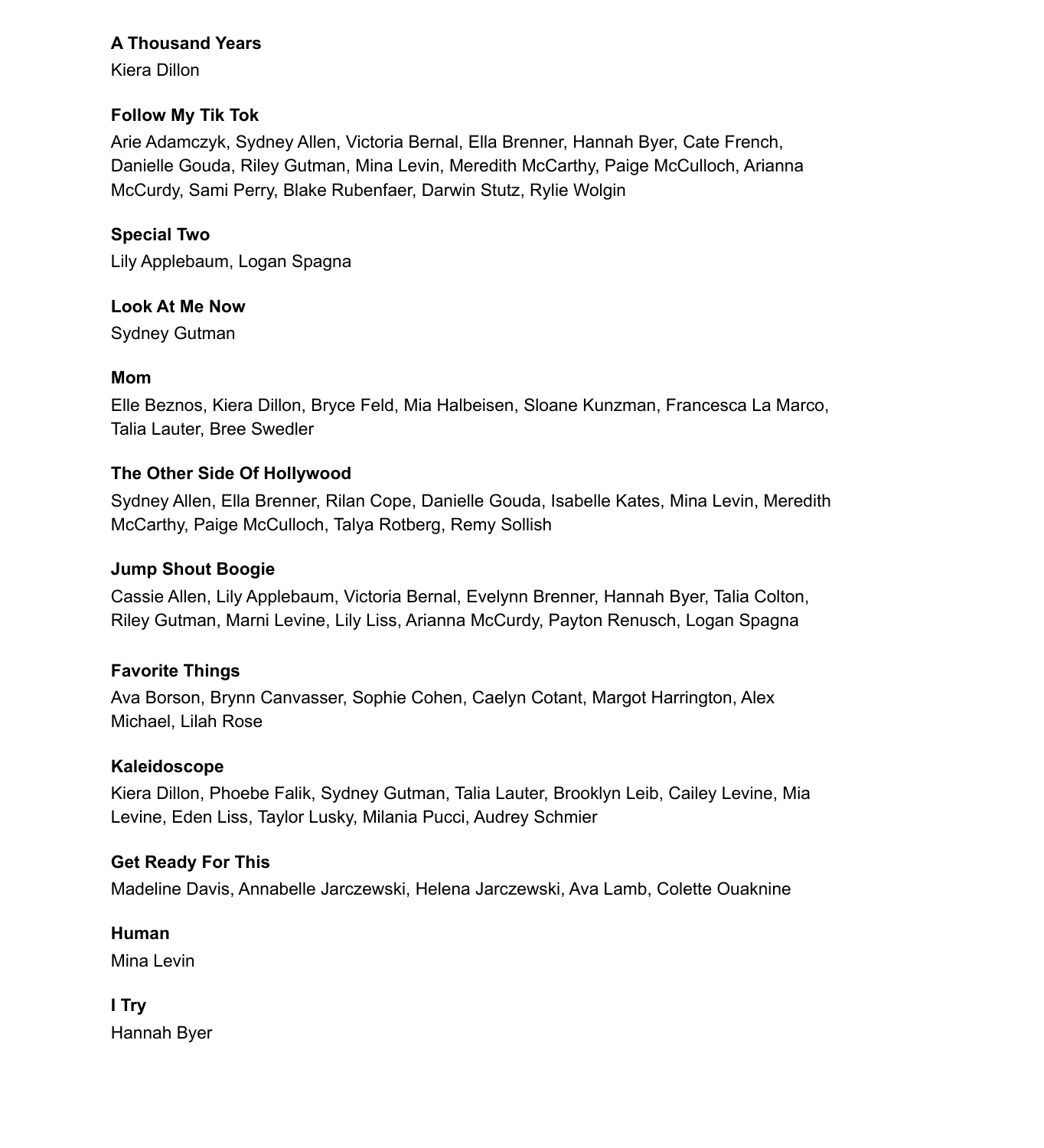**A Thousand Years**

Kiera Dillon

**Follow My Tik Tok**

Arie Adamczyk, Sydney Allen, Victoria Bernal, Ella Brenner, Hannah Byer, Cate French, Danielle Gouda, Riley Gutman, Mina Levin, Meredith McCarthy, Paige McCulloch, Arianna McCurdy, Sami Perry, Blake Rubenfaer, Darwin Stutz, Rylie Wolgin

**Special Two**

Lily Applebaum, Logan Spagna

**Look At Me Now**

Sydney Gutman

**Mom**

Elle Beznos, Kiera Dillon, Bryce Feld, Mia Halbeisen, Sloane Kunzman, Francesca La Marco, Talia Lauter, Bree Swedler

**The Other Side Of Hollywood**

Sydney Allen, Ella Brenner, Rilan Cope, Danielle Gouda, Isabelle Kates, Mina Levin, Meredith McCarthy, Paige McCulloch, Talya Rotberg, Remy Sollish

**Jump Shout Boogie**

Cassie Allen, Lily Applebaum, Victoria Bernal, Evelynn Brenner, Hannah Byer, Talia Colton, Riley Gutman, Marni Levine, Lily Liss, Arianna McCurdy, Payton Renusch, Logan Spagna

**Favorite Things**

Ava Borson, Brynn Canvasser, Sophie Cohen, Caelyn Cotant, Margot Harrington, Alex Michael, Lilah Rose

**Kaleidoscope**

Kiera Dillon, Phoebe Falik, Sydney Gutman, Talia Lauter, Brooklyn Leib, Cailey Levine, Mia Levine, Eden Liss, Taylor Lusky, Milania Pucci, Audrey Schmier

**Get Ready For This**

Madeline Davis, Annabelle Jarczewski, Helena Jarczewski, Ava Lamb, Colette Ouaknine

**Human**

Mina Levin

**I Try**

Hannah Byer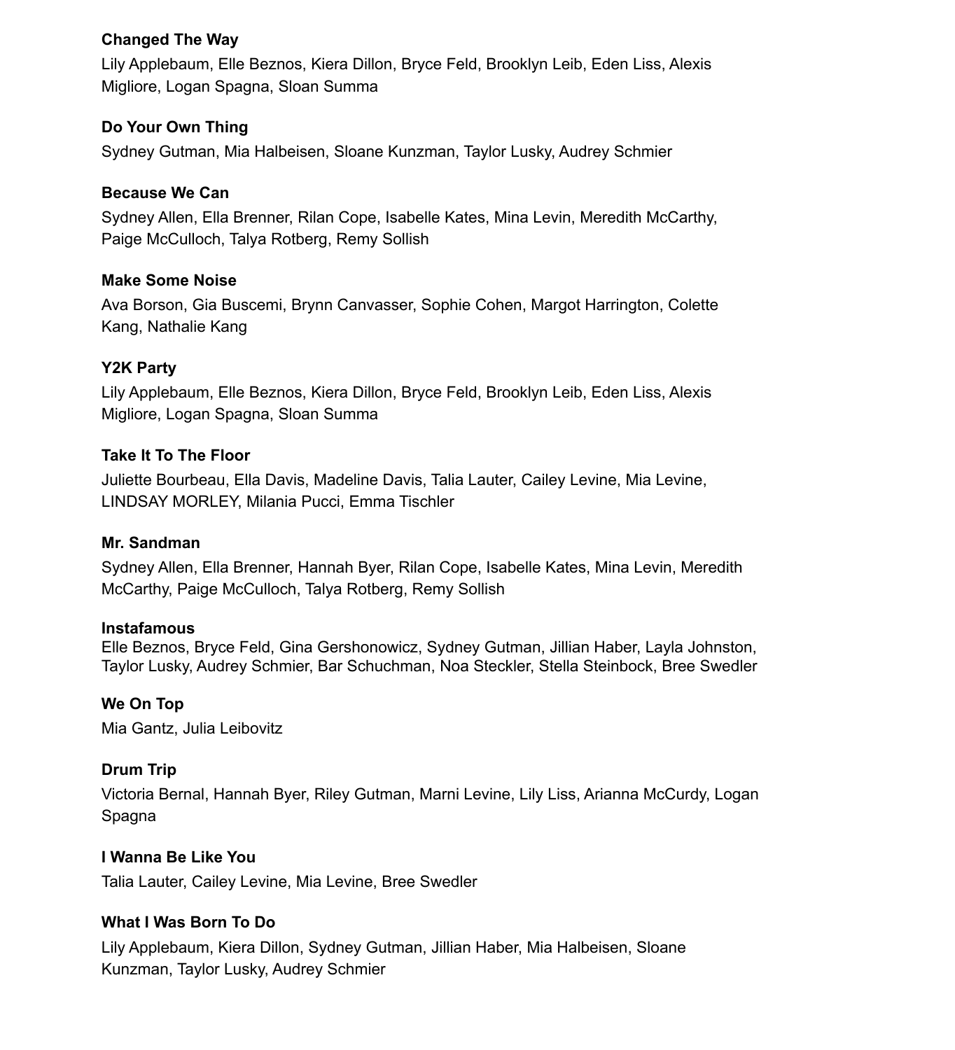**Changed The Way**

Lily Applebaum, Elle Beznos, Kiera Dillon, Bryce Feld, Brooklyn Leib, Eden Liss, Alexis Migliore, Logan Spagna, Sloan Summa

**Do Your Own Thing**

Sydney Gutman, Mia Halbeisen, Sloane Kunzman, Taylor Lusky, Audrey Schmier

**Because We Can**

Sydney Allen, Ella Brenner, Rilan Cope, Isabelle Kates, Mina Levin, Meredith McCarthy, Paige McCulloch, Talya Rotberg, Remy Sollish

**Make Some Noise**

Ava Borson, Gia Buscemi, Brynn Canvasser, Sophie Cohen, Margot Harrington, Colette Kang, Nathalie Kang

**Y2K Party**

Lily Applebaum, Elle Beznos, Kiera Dillon, Bryce Feld, Brooklyn Leib, Eden Liss, Alexis Migliore, Logan Spagna, Sloan Summa

**Take It To The Floor**

Juliette Bourbeau, Ella Davis, Madeline Davis, Talia Lauter, Cailey Levine, Mia Levine, LINDSAY MORLEY, Milania Pucci, Emma Tischler

**Mr. Sandman**

Sydney Allen, Ella Brenner, Hannah Byer, Rilan Cope, Isabelle Kates, Mina Levin, Meredith McCarthy, Paige McCulloch, Talya Rotberg, Remy Sollish

**Instafamous**

Elle Beznos, Bryce Feld, Gina Gershonowicz, Sydney Gutman, Jillian Haber, Layla Johnston, Taylor Lusky, Audrey Schmier, Bar Schuchman, Noa Steckler, Stella Steinbock, Bree Swedler

**We On Top**

Mia Gantz, Julia Leibovitz

**Drum Trip**

Victoria Bernal, Hannah Byer, Riley Gutman, Marni Levine, Lily Liss, Arianna McCurdy, Logan Spagna

**I Wanna Be Like You**

Talia Lauter, Cailey Levine, Mia Levine, Bree Swedler

**What I Was Born To Do**

Lily Applebaum, Kiera Dillon, Sydney Gutman, Jillian Haber, Mia Halbeisen, Sloane Kunzman, Taylor Lusky, Audrey Schmier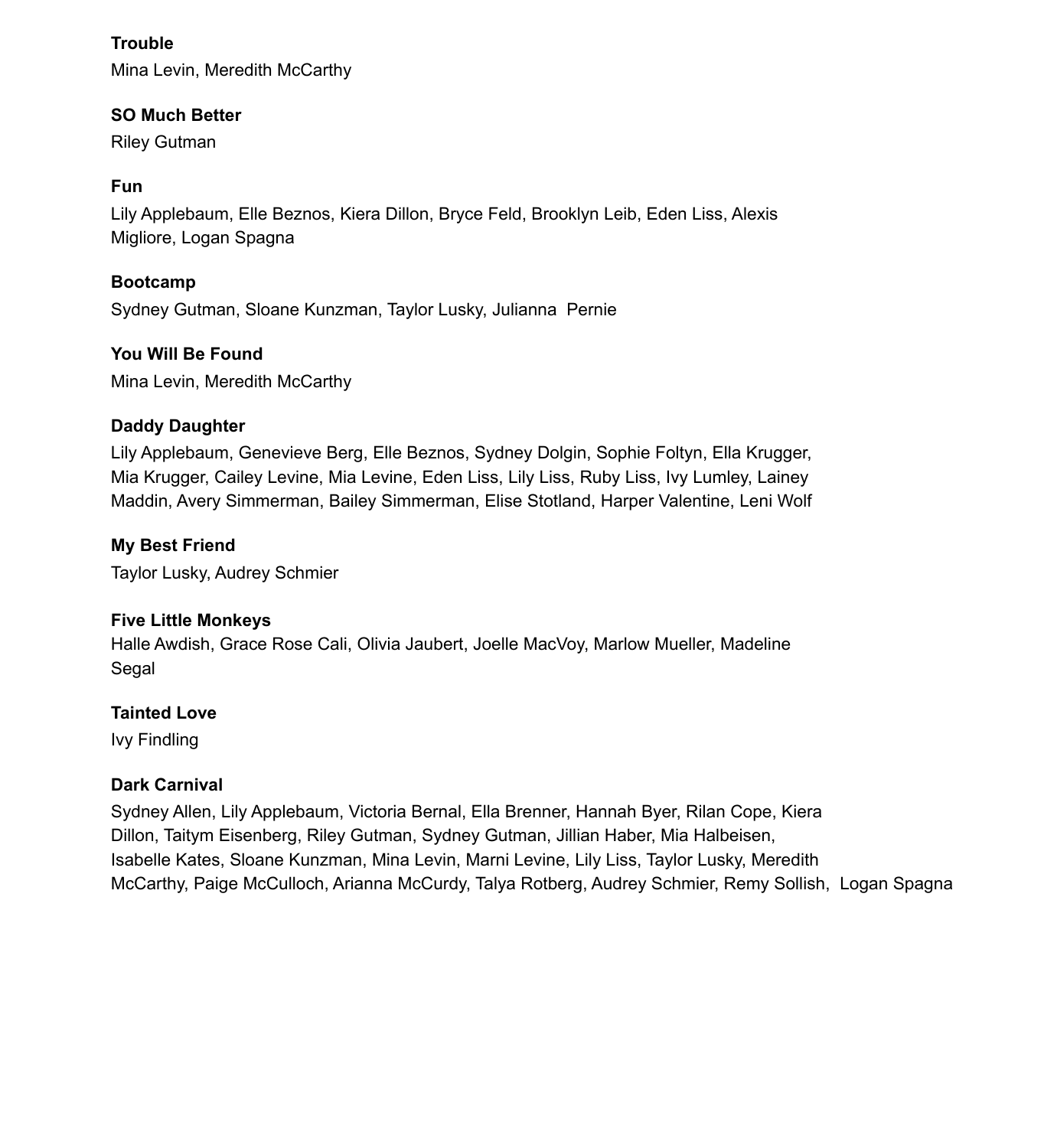**Trouble**
Mina Levin, Meredith McCarthy

**SO Much Better**
Riley Gutman

**Fun**
Lily Applebaum, Elle Beznos, Kiera Dillon, Bryce Feld, Brooklyn Leib, Eden Liss, Alexis Migliore, Logan Spagna

**Bootcamp**
Sydney Gutman, Sloane Kunzman, Taylor Lusky, Julianna Pernie

**You Will Be Found**
Mina Levin, Meredith McCarthy

**Daddy Daughter**
Lily Applebaum, Genevieve Berg, Elle Beznos, Sydney Dolgin, Sophie Foltyn, Ella Krugger, Mia Krugger, Cailey Levine, Mia Levine, Eden Liss, Lily Liss, Ruby Liss, Ivy Lumley, Lainey Maddin, Avery Simmerman, Bailey Simmerman, Elise Stotland, Harper Valentine, Leni Wolf

**My Best Friend**
Taylor Lusky, Audrey Schmier

**Five Little Monkeys**
Halle Awdish, Grace Rose Cali, Olivia Jaubert, Joelle MacVoy, Marlow Mueller, Madeline Segal

**Tainted Love**
Ivy Findling

**Dark Carnival**
Sydney Allen, Lily Applebaum, Victoria Bernal, Ella Brenner, Hannah Byer, Rilan Cope, Kiera Dillon, Taitym Eisenberg, Riley Gutman, Sydney Gutman, Jillian Haber, Mia Halbeisen, Isabelle Kates, Sloane Kunzman, Mina Levin, Marni Levine, Lily Liss, Taylor Lusky, Meredith McCarthy, Paige McCulloch, Arianna McCurdy, Talya Rotberg, Audrey Schmier, Remy Sollish, Logan Spagna